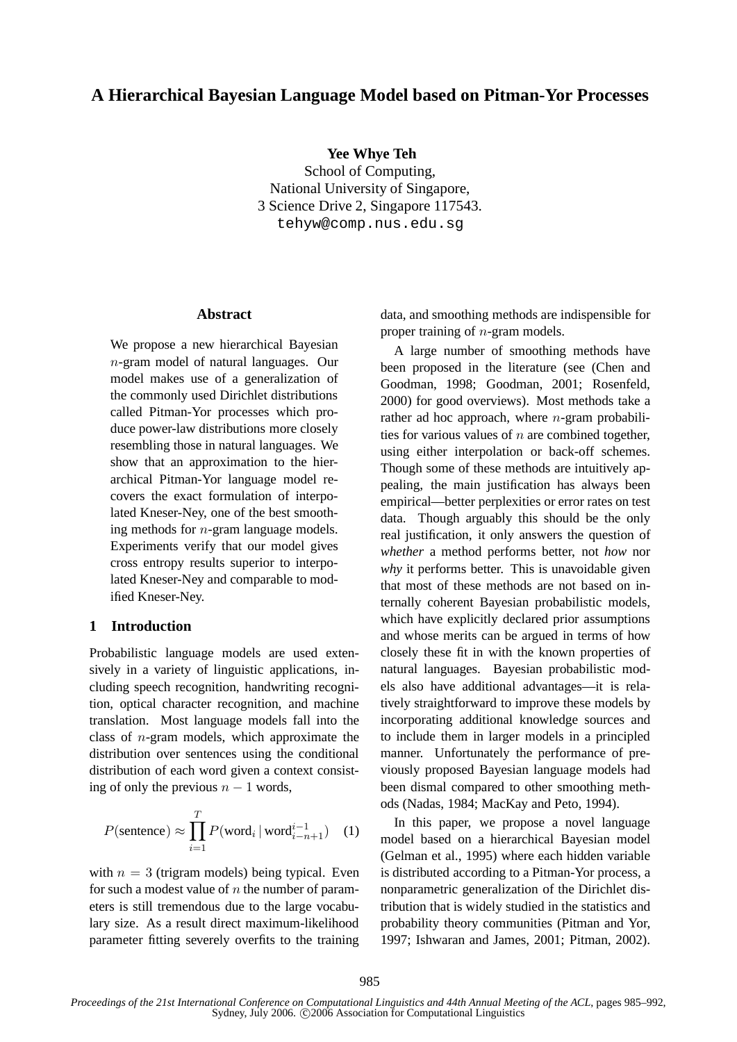# A Hierarchical Bayesian Language Model based on Pitman-Yor Processes

**Yee Whye Teh**
School of Computing,
National University of Singapore,
3 Science Drive 2, Singapore 117543.
tehyw@comp.nus.edu.sg

## Abstract

We propose a new hierarchical Bayesian $n$-gram model of natural languages. Our model makes use of a generalization of the commonly used Dirichlet distributions called Pitman-Yor processes which produce power-law distributions more closely resembling those in natural languages. We show that an approximation to the hierarchical Pitman-Yor language model recovers the exact formulation of interpolated Kneser-Ney, one of the best smoothing methods for $n$-gram language models. Experiments verify that our model gives cross entropy results superior to interpolated Kneser-Ney and comparable to modified Kneser-Ney.

## 1 Introduction

Probabilistic language models are used extensively in a variety of linguistic applications, including speech recognition, handwriting recognition, optical character recognition, and machine translation. Most language models fall into the class of $n$-gram models, which approximate the distribution over sentences using the conditional distribution of each word given a context consisting of only the previous $n-1$ words,

$$P(\text{sentence}) \approx \prod_{i=1}^{T} P(\text{word}_i \,|\, \text{word}_{i-n+1}^{i-1}) \quad (1)$$

with $n = 3$ (trigram models) being typical. Even for such a modest value of $n$ the number of parameters is still tremendous due to the large vocabulary size. As a result direct maximum-likelihood parameter fitting severely overfits to the training data, and smoothing methods are indispensible for proper training of $n$-gram models.

A large number of smoothing methods have been proposed in the literature (see (Chen and Goodman, 1998; Goodman, 2001; Rosenfeld, 2000) for good overviews). Most methods take a rather ad hoc approach, where $n$-gram probabilities for various values of $n$ are combined together, using either interpolation or back-off schemes. Though some of these methods are intuitively appealing, the main justification has always been empirical—better perplexities or error rates on test data. Though arguably this should be the only real justification, it only answers the question of *whether* a method performs better, not *how* nor *why* it performs better. This is unavoidable given that most of these methods are not based on internally coherent Bayesian probabilistic models, which have explicitly declared prior assumptions and whose merits can be argued in terms of how closely these fit in with the known properties of natural languages. Bayesian probabilistic models also have additional advantages—it is relatively straightforward to improve these models by incorporating additional knowledge sources and to include them in larger models in a principled manner. Unfortunately the performance of previously proposed Bayesian language models had been dismal compared to other smoothing methods (Nadas, 1984; MacKay and Peto, 1994).

In this paper, we propose a novel language model based on a hierarchical Bayesian model (Gelman et al., 1995) where each hidden variable is distributed according to a Pitman-Yor process, a nonparametric generalization of the Dirichlet distribution that is widely studied in the statistics and probability theory communities (Pitman and Yor, 1997; Ishwaran and James, 2001; Pitman, 2002).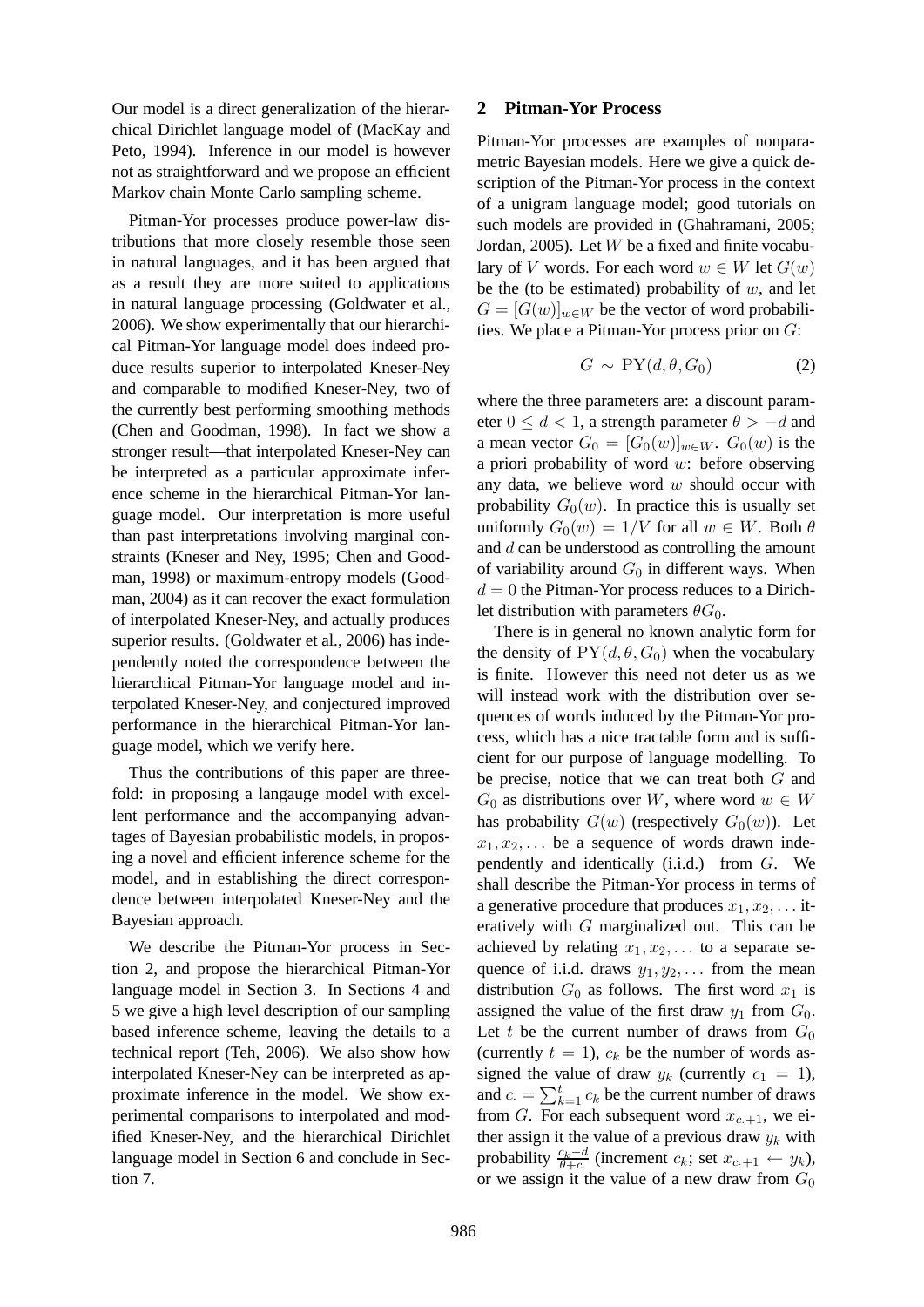Our model is a direct generalization of the hierarchical Dirichlet language model of (MacKay and Peto, 1994). Inference in our model is however not as straightforward and we propose an efficient Markov chain Monte Carlo sampling scheme.

Pitman-Yor processes produce power-law distributions that more closely resemble those seen in natural languages, and it has been argued that as a result they are more suited to applications in natural language processing (Goldwater et al., 2006). We show experimentally that our hierarchical Pitman-Yor language model does indeed produce results superior to interpolated Kneser-Ney and comparable to modified Kneser-Ney, two of the currently best performing smoothing methods (Chen and Goodman, 1998). In fact we show a stronger result—that interpolated Kneser-Ney can be interpreted as a particular approximate inference scheme in the hierarchical Pitman-Yor language model. Our interpretation is more useful than past interpretations involving marginal constraints (Kneser and Ney, 1995; Chen and Goodman, 1998) or maximum-entropy models (Goodman, 2004) as it can recover the exact formulation of interpolated Kneser-Ney, and actually produces superior results. (Goldwater et al., 2006) has independently noted the correspondence between the hierarchical Pitman-Yor language model and interpolated Kneser-Ney, and conjectured improved performance in the hierarchical Pitman-Yor language model, which we verify here.

Thus the contributions of this paper are three-fold: in proposing a langauge model with excellent performance and the accompanying advantages of Bayesian probabilistic models, in proposing a novel and efficient inference scheme for the model, and in establishing the direct correspondence between interpolated Kneser-Ney and the Bayesian approach.

We describe the Pitman-Yor process in Section 2, and propose the hierarchical Pitman-Yor language model in Section 3. In Sections 4 and 5 we give a high level description of our sampling based inference scheme, leaving the details to a technical report (Teh, 2006). We also show how interpolated Kneser-Ney can be interpreted as approximate inference in the model. We show experimental comparisons to interpolated and modified Kneser-Ney, and the hierarchical Dirichlet language model in Section 6 and conclude in Section 7.

## 2 Pitman-Yor Process

Pitman-Yor processes are examples of nonparametric Bayesian models. Here we give a quick description of the Pitman-Yor process in the context of a unigram language model; good tutorials on such models are provided in (Ghahramani, 2005; Jordan, 2005). Let $W$ be a fixed and finite vocabulary of $V$ words. For each word $w \in W$ let $G(w)$ be the (to be estimated) probability of $w$, and let $G = [G(w)]_{w \in W}$ be the vector of word probabilities. We place a Pitman-Yor process prior on $G$:

$$G \sim \mathrm{PY}(d, \theta, G_0) \tag{2}$$

where the three parameters are: a discount parameter $0 \leq d < 1$, a strength parameter $\theta > -d$ and a mean vector $G_0 = [G_0(w)]_{w \in W}$. $G_0(w)$ is the a priori probability of word $w$: before observing any data, we believe word $w$ should occur with probability $G_0(w)$. In practice this is usually set uniformly $G_0(w) = 1/V$ for all $w \in W$. Both $\theta$ and $d$ can be understood as controlling the amount of variability around $G_0$ in different ways. When $d = 0$ the Pitman-Yor process reduces to a Dirichlet distribution with parameters $\theta G_0$.

There is in general no known analytic form for the density of $\mathrm{PY}(d, \theta, G_0)$ when the vocabulary is finite. However this need not deter us as we will instead work with the distribution over sequences of words induced by the Pitman-Yor process, which has a nice tractable form and is sufficient for our purpose of language modelling. To be precise, notice that we can treat both $G$ and $G_0$ as distributions over $W$, where word $w \in W$ has probability $G(w)$ (respectively $G_0(w)$). Let $x_1, x_2, \ldots$ be a sequence of words drawn independently and identically (i.i.d.) from $G$. We shall describe the Pitman-Yor process in terms of a generative procedure that produces $x_1, x_2, \ldots$ iteratively with $G$ marginalized out. This can be achieved by relating $x_1, x_2, \ldots$ to a separate sequence of i.i.d. draws $y_1, y_2, \ldots$ from the mean distribution $G_0$ as follows. The first word $x_1$ is assigned the value of the first draw $y_1$ from $G_0$. Let $t$ be the current number of draws from $G_0$ (currently $t = 1$), $c_k$ be the number of words assigned the value of draw $y_k$ (currently $c_1 = 1$), and $c_\cdot = \sum_{k=1}^{t} c_k$ be the current number of draws from $G$. For each subsequent word $x_{c_\cdot+1}$, we either assign it the value of a previous draw $y_k$ with probability $\frac{c_k - d}{\theta + c_\cdot}$ (increment $c_k$; set $x_{c_\cdot+1} \leftarrow y_k$), or we assign it the value of a new draw from $G_0$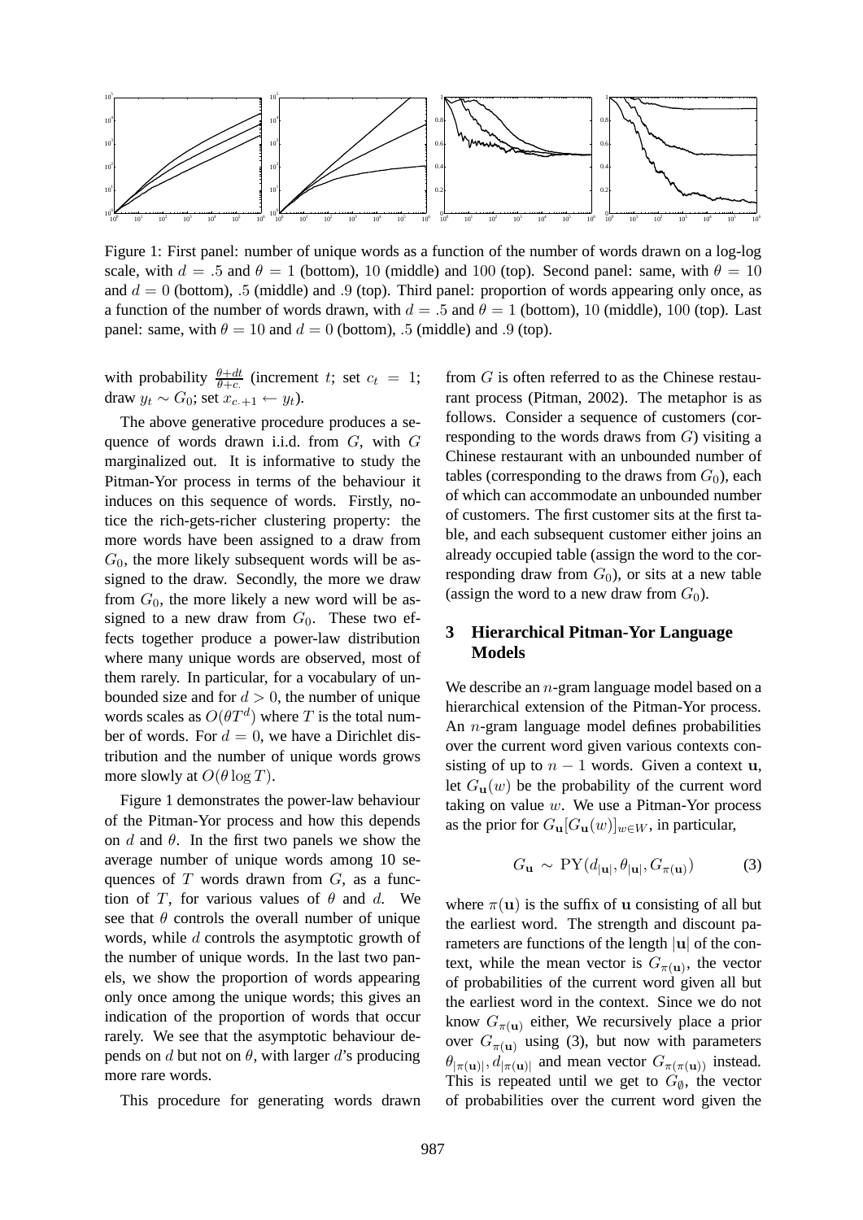Figure 1: First panel: number of unique words as a function of the number of words drawn on a log-log scale, with $d = .5$ and $\theta = 1$ (bottom), 10 (middle) and 100 (top). Second panel: same, with $\theta = 10$ and $d = 0$ (bottom), .5 (middle) and .9 (top). Third panel: proportion of words appearing only once, as a function of the number of words drawn, with $d = .5$ and $\theta = 1$ (bottom), 10 (middle), 100 (top). Last panel: same, with $\theta = 10$ and $d = 0$ (bottom), .5 (middle) and .9 (top).

with probability $\frac{\theta+dt}{\theta+c.}$ (increment $t$; set $c_t = 1$; draw $y_t \sim G_0$; set $x_{c.+1} \leftarrow y_t$).

The above generative procedure produces a sequence of words drawn i.i.d. from $G$, with $G$ marginalized out. It is informative to study the Pitman-Yor process in terms of the behaviour it induces on this sequence of words. Firstly, notice the rich-gets-richer clustering property: the more words have been assigned to a draw from $G_0$, the more likely subsequent words will be assigned to the draw. Secondly, the more we draw from $G_0$, the more likely a new word will be assigned to a new draw from $G_0$. These two effects together produce a power-law distribution where many unique words are observed, most of them rarely. In particular, for a vocabulary of unbounded size and for $d > 0$, the number of unique words scales as $O(\theta T^d)$ where $T$ is the total number of words. For $d = 0$, we have a Dirichlet distribution and the number of unique words grows more slowly at $O(\theta \log T)$.

Figure 1 demonstrates the power-law behaviour of the Pitman-Yor process and how this depends on $d$ and $\theta$. In the first two panels we show the average number of unique words among 10 sequences of $T$ words drawn from $G$, as a function of $T$, for various values of $\theta$ and $d$. We see that $\theta$ controls the overall number of unique words, while $d$ controls the asymptotic growth of the number of unique words. In the last two panels, we show the proportion of words appearing only once among the unique words; this gives an indication of the proportion of words that occur rarely. We see that the asymptotic behaviour depends on $d$ but not on $\theta$, with larger $d$'s producing more rare words.

This procedure for generating words drawn from $G$ is often referred to as the Chinese restaurant process (Pitman, 2002). The metaphor is as follows. Consider a sequence of customers (corresponding to the words draws from $G$) visiting a Chinese restaurant with an unbounded number of tables (corresponding to the draws from $G_0$), each of which can accommodate an unbounded number of customers. The first customer sits at the first table, and each subsequent customer either joins an already occupied table (assign the word to the corresponding draw from $G_0$), or sits at a new table (assign the word to a new draw from $G_0$).

## 3 Hierarchical Pitman-Yor Language Models

We describe an $n$-gram language model based on a hierarchical extension of the Pitman-Yor process. An $n$-gram language model defines probabilities over the current word given various contexts consisting of up to $n-1$ words. Given a context $\mathbf{u}$, let $G_{\mathbf{u}}(w)$ be the probability of the current word taking on value $w$. We use a Pitman-Yor process as the prior for $G_{\mathbf{u}}[G_{\mathbf{u}}(w)]_{w \in W}$, in particular,

$$G_{\mathbf{u}} \sim \mathrm{PY}(d_{|\mathbf{u}|}, \theta_{|\mathbf{u}|}, G_{\pi(\mathbf{u})}) \qquad (3)$$

where $\pi(\mathbf{u})$ is the suffix of $\mathbf{u}$ consisting of all but the earliest word. The strength and discount parameters are functions of the length $|\mathbf{u}|$ of the context, while the mean vector is $G_{\pi(\mathbf{u})}$, the vector of probabilities of the current word given all but the earliest word in the context. Since we do not know $G_{\pi(\mathbf{u})}$ either, We recursively place a prior over $G_{\pi(\mathbf{u})}$ using (3), but now with parameters $\theta_{|\pi(\mathbf{u})|}, d_{|\pi(\mathbf{u})|}$ and mean vector $G_{\pi(\pi(\mathbf{u}))}$ instead. This is repeated until we get to $G_{\emptyset}$, the vector of probabilities over the current word given the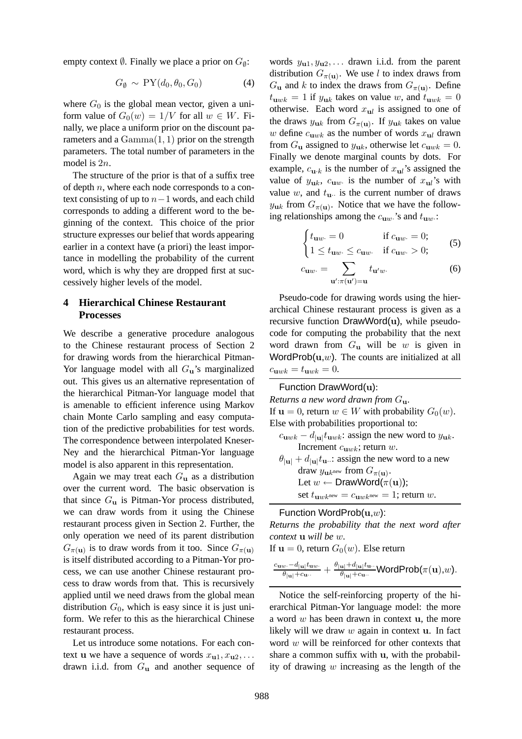empty context $\emptyset$. Finally we place a prior on $G_\emptyset$:

$$G_\emptyset \sim \text{PY}(d_0, \theta_0, G_0) \tag{4}$$

where $G_0$ is the global mean vector, given a uniform value of $G_0(w) = 1/V$ for all $w \in W$. Finally, we place a uniform prior on the discount parameters and a $\text{Gamma}(1, 1)$ prior on the strength parameters. The total number of parameters in the model is $2n$.

The structure of the prior is that of a suffix tree of depth $n$, where each node corresponds to a context consisting of up to $n-1$ words, and each child corresponds to adding a different word to the beginning of the context. This choice of the prior structure expresses our belief that words appearing earlier in a context have (a priori) the least importance in modelling the probability of the current word, which is why they are dropped first at successively higher levels of the model.

## 4 Hierarchical Chinese Restaurant Processes

We describe a generative procedure analogous to the Chinese restaurant process of Section 2 for drawing words from the hierarchical Pitman-Yor language model with all $G_\mathbf{u}$'s marginalized out. This gives us an alternative representation of the hierarchical Pitman-Yor language model that is amenable to efficient inference using Markov chain Monte Carlo sampling and easy computation of the predictive probabilities for test words. The correspondence between interpolated Kneser-Ney and the hierarchical Pitman-Yor language model is also apparent in this representation.

Again we may treat each $G_\mathbf{u}$ as a distribution over the current word. The basic observation is that since $G_\mathbf{u}$ is Pitman-Yor process distributed, we can draw words from it using the Chinese restaurant process given in Section 2. Further, the only operation we need of its parent distribution $G_{\pi(\mathbf{u})}$ is to draw words from it too. Since $G_{\pi(\mathbf{u})}$ is itself distributed according to a Pitman-Yor process, we can use another Chinese restaurant process to draw words from that. This is recursively applied until we need draws from the global mean distribution $G_0$, which is easy since it is just uniform. We refer to this as the hierarchical Chinese restaurant process.

Let us introduce some notations. For each context $\mathbf{u}$ we have a sequence of words $x_{\mathbf{u}1}, x_{\mathbf{u}2}, \ldots$ drawn i.i.d. from $G_\mathbf{u}$ and another sequence of words $y_{\mathbf{u}1}, y_{\mathbf{u}2}, \ldots$ drawn i.i.d. from the parent distribution $G_{\pi(\mathbf{u})}$. We use $l$ to index draws from $G_\mathbf{u}$ and $k$ to index the draws from $G_{\pi(\mathbf{u})}$. Define $t_{\mathbf{u}wk} = 1$ if $y_{\mathbf{u}k}$ takes on value $w$, and $t_{\mathbf{u}wk} = 0$ otherwise. Each word $x_{\mathbf{u}l}$ is assigned to one of the draws $y_{\mathbf{u}k}$ from $G_{\pi(\mathbf{u})}$. If $y_{\mathbf{u}k}$ takes on value $w$ define $c_{\mathbf{u}wk}$ as the number of words $x_{\mathbf{u}l}$ drawn from $G_\mathbf{u}$ assigned to $y_{\mathbf{u}k}$, otherwise let $c_{\mathbf{u}wk} = 0$. Finally we denote marginal counts by dots. For example, $c_{\mathbf{u}\cdot k}$ is the number of $x_{\mathbf{u}l}$'s assigned the value of $y_{\mathbf{u}k}$, $c_{\mathbf{u}w\cdot}$ is the number of $x_{\mathbf{u}l}$'s with value $w$, and $t_{\mathbf{u}\cdot\cdot}$ is the current number of draws $y_{\mathbf{u}k}$ from $G_{\pi(\mathbf{u})}$. Notice that we have the following relationships among the $c_{\mathbf{u}w\cdot}$'s and $t_{\mathbf{u}w\cdot}$:

$$\begin{cases} t_{\mathbf{u}w\cdot} = 0 & \text{if } c_{\mathbf{u}w\cdot} = 0; \\ 1 \leq t_{\mathbf{u}w\cdot} \leq c_{\mathbf{u}w\cdot} & \text{if } c_{\mathbf{u}w\cdot} > 0; \end{cases} \tag{5}$$

$$c_{\mathbf{u}w\cdot} = \sum_{\mathbf{u}':\pi(\mathbf{u}')=\mathbf{u}} t_{\mathbf{u}'w\cdot} \tag{6}$$

Pseudo-code for drawing words using the hierarchical Chinese restaurant process is given as a recursive function DrawWord($\mathbf{u}$), while pseudo-code for computing the probability that the next word drawn from $G_\mathbf{u}$ will be $w$ is given in WordProb($\mathbf{u}$,$w$). The counts are initialized at all $c_{\mathbf{u}wk} = t_{\mathbf{u}wk} = 0$.

---

Function DrawWord($\mathbf{u}$):

*Returns a new word drawn from $G_\mathbf{u}$.*

If $\mathbf{u} = 0$, return $w \in W$ with probability $G_0(w)$.

Else with probabilities proportional to:

- $c_{\mathbf{u}wk} - d_{|\mathbf{u}|} t_{\mathbf{u}wk}$: assign the new word to $y_{\mathbf{u}k}$. Increment $c_{\mathbf{u}wk}$; return $w$.
- $\theta_{|\mathbf{u}|} + d_{|\mathbf{u}|} t_{\mathbf{u}\cdot\cdot}$: assign the new word to a new draw $y_{\mathbf{u}k^{\text{new}}}$ from $G_{\pi(\mathbf{u})}$. Let $w \leftarrow$ DrawWord($\pi(\mathbf{u})$); set $t_{\mathbf{u}wk^{\text{new}}} = c_{\mathbf{u}wk^{\text{new}}} = 1$; return $w$.

---

Function WordProb($\mathbf{u}$,$w$):

*Returns the probability that the next word after context $\mathbf{u}$ will be $w$.*

If $\mathbf{u} = 0$, return $G_0(w)$. Else return

$$\frac{c_{\mathbf{u}w\cdot} - d_{|\mathbf{u}|} t_{\mathbf{u}w\cdot}}{\theta_{|\mathbf{u}|} + c_{\mathbf{u}\cdot\cdot}} + \frac{\theta_{|\mathbf{u}|} + d_{|\mathbf{u}|} t_{\mathbf{u}\cdot\cdot}}{\theta_{|\mathbf{u}|} + c_{\mathbf{u}\cdot\cdot}} \text{WordProb}(\pi(\mathbf{u}),w).$$

---

Notice the self-reinforcing property of the hierarchical Pitman-Yor language model: the more a word $w$ has been drawn in context $\mathbf{u}$, the more likely will we draw $w$ again in context $\mathbf{u}$. In fact word $w$ will be reinforced for other contexts that share a common suffix with $\mathbf{u}$, with the probability of drawing $w$ increasing as the length of the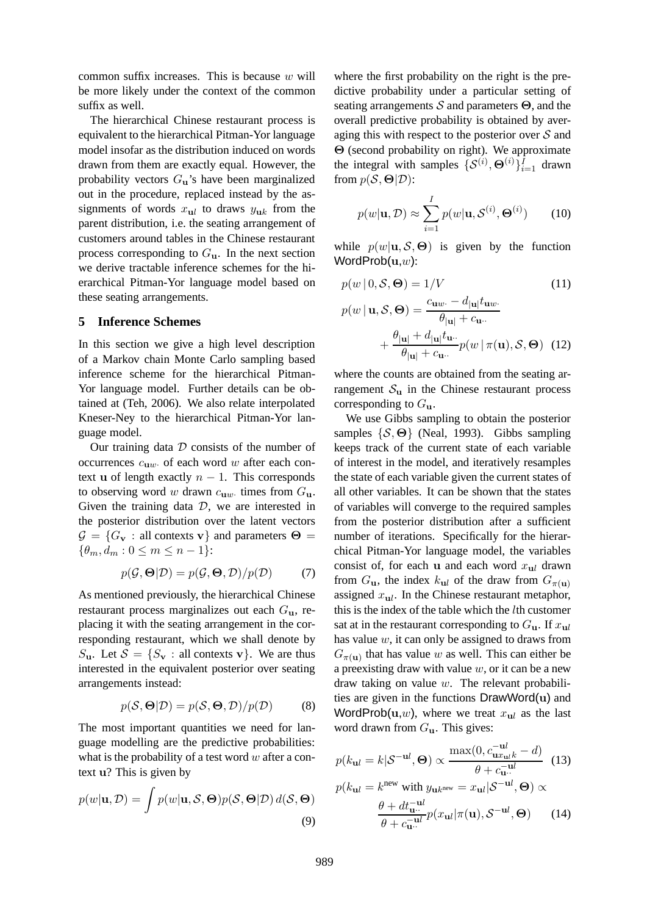common suffix increases. This is because $w$ will be more likely under the context of the common suffix as well.

The hierarchical Chinese restaurant process is equivalent to the hierarchical Pitman-Yor language model insofar as the distribution induced on words drawn from them are exactly equal. However, the probability vectors $G_{\mathbf{u}}$'s have been marginalized out in the procedure, replaced instead by the assignments of words $x_{\mathbf{u}l}$ to draws $y_{\mathbf{u}k}$ from the parent distribution, i.e. the seating arrangement of customers around tables in the Chinese restaurant process corresponding to $G_{\mathbf{u}}$. In the next section we derive tractable inference schemes for the hierarchical Pitman-Yor language model based on these seating arrangements.

## 5 Inference Schemes

In this section we give a high level description of a Markov chain Monte Carlo sampling based inference scheme for the hierarchical Pitman-Yor language model. Further details can be obtained at (Teh, 2006). We also relate interpolated Kneser-Ney to the hierarchical Pitman-Yor language model.

Our training data $\mathcal{D}$ consists of the number of occurrences $c_{\mathbf{u}w\cdot}$ of each word $w$ after each context $\mathbf{u}$ of length exactly $n-1$. This corresponds to observing word $w$ drawn $c_{\mathbf{u}w\cdot}$ times from $G_{\mathbf{u}}$. Given the training data $\mathcal{D}$, we are interested in the posterior distribution over the latent vectors $\mathcal{G} = \{G_{\mathbf{v}} : \text{all contexts } \mathbf{v}\}$ and parameters $\Theta = \{\theta_m, d_m : 0 \le m \le n-1\}$:

$$p(\mathcal{G}, \Theta | \mathcal{D}) = p(\mathcal{G}, \Theta, \mathcal{D}) / p(\mathcal{D}) \tag{7}$$

As mentioned previously, the hierarchical Chinese restaurant process marginalizes out each $G_{\mathbf{u}}$, replacing it with the seating arrangement in the corresponding restaurant, which we shall denote by $S_{\mathbf{u}}$. Let $\mathcal{S} = \{S_{\mathbf{v}} : \text{all contexts } \mathbf{v}\}$. We are thus interested in the equivalent posterior over seating arrangements instead:

$$p(\mathcal{S}, \Theta | \mathcal{D}) = p(\mathcal{S}, \Theta, \mathcal{D}) / p(\mathcal{D}) \tag{8}$$

The most important quantities we need for language modelling are the predictive probabilities: what is the probability of a test word $w$ after a context $\mathbf{u}$? This is given by

$$p(w|\mathbf{u}, \mathcal{D}) = \int p(w|\mathbf{u}, \mathcal{S}, \Theta) p(\mathcal{S}, \Theta | \mathcal{D}) \, d(\mathcal{S}, \Theta) \tag{9}$$

where the first probability on the right is the predictive probability under a particular setting of seating arrangements $\mathcal{S}$ and parameters $\Theta$, and the overall predictive probability is obtained by averaging this with respect to the posterior over $\mathcal{S}$ and $\Theta$ (second probability on right). We approximate the integral with samples $\{\mathcal{S}^{(i)}, \Theta^{(i)}\}_{i=1}^{I}$ drawn from $p(\mathcal{S}, \Theta | \mathcal{D})$:

$$p(w|\mathbf{u}, \mathcal{D}) \approx \sum_{i=1}^{I} p(w|\mathbf{u}, \mathcal{S}^{(i)}, \Theta^{(i)}) \tag{10}$$

while $p(w|\mathbf{u}, \mathcal{S}, \Theta)$ is given by the function WordProb($\mathbf{u}$,$w$):

$$p(w \,|\, 0, \mathcal{S}, \Theta) = 1/V \tag{11}$$

$$p(w \,|\, \mathbf{u}, \mathcal{S}, \Theta) = \frac{c_{\mathbf{u}w\cdot} - d_{|\mathbf{u}|} t_{\mathbf{u}w\cdot}}{\theta_{|\mathbf{u}|} + c_{\mathbf{u}\cdot\cdot}} + \frac{\theta_{|\mathbf{u}|} + d_{|\mathbf{u}|} t_{\mathbf{u}\cdot\cdot}}{\theta_{|\mathbf{u}|} + c_{\mathbf{u}\cdot\cdot}} p(w \,|\, \pi(\mathbf{u}), \mathcal{S}, \Theta) \tag{12}$$

where the counts are obtained from the seating arrangement $\mathcal{S}_{\mathbf{u}}$ in the Chinese restaurant process corresponding to $G_{\mathbf{u}}$.

We use Gibbs sampling to obtain the posterior samples $\{\mathcal{S}, \Theta\}$ (Neal, 1993). Gibbs sampling keeps track of the current state of each variable of interest in the model, and iteratively resamples the state of each variable given the current states of all other variables. It can be shown that the states of variables will converge to the required samples from the posterior distribution after a sufficient number of iterations. Specifically for the hierarchical Pitman-Yor language model, the variables consist of, for each $\mathbf{u}$ and each word $x_{\mathbf{u}l}$ drawn from $G_{\mathbf{u}}$, the index $k_{\mathbf{u}l}$ of the draw from $G_{\pi(\mathbf{u})}$ assigned $x_{\mathbf{u}l}$. In the Chinese restaurant metaphor, this is the index of the table which the $l$th customer sat at in the restaurant corresponding to $G_{\mathbf{u}}$. If $x_{\mathbf{u}l}$ has value $w$, it can only be assigned to draws from $G_{\pi(\mathbf{u})}$ that has value $w$ as well. This can either be a preexisting draw with value $w$, or it can be a new draw taking on value $w$. The relevant probabilities are given in the functions DrawWord($\mathbf{u}$) and WordProb($\mathbf{u}$,$w$), where we treat $x_{\mathbf{u}l}$ as the last word drawn from $G_{\mathbf{u}}$. This gives:

$$p(k_{\mathbf{u}l} = k | \mathcal{S}^{-\mathbf{u}l}, \Theta) \propto \frac{\max(0, c^{-\mathbf{u}l}_{\mathbf{u}x_{\mathbf{u}l}k} - d)}{\theta + c^{-\mathbf{u}l}_{\mathbf{u}\cdot\cdot}} \tag{13}$$

$$p(k_{\mathbf{u}l} = k^{\text{new}} \text{ with } y_{\mathbf{u}k^{\text{new}}} = x_{\mathbf{u}l} | \mathcal{S}^{-\mathbf{u}l}, \Theta) \propto \frac{\theta + d t^{-\mathbf{u}l}_{\mathbf{u}\cdot\cdot}}{\theta + c^{-\mathbf{u}l}_{\mathbf{u}\cdot\cdot}} p(x_{\mathbf{u}l} | \pi(\mathbf{u}), \mathcal{S}^{-\mathbf{u}l}, \Theta) \tag{14}$$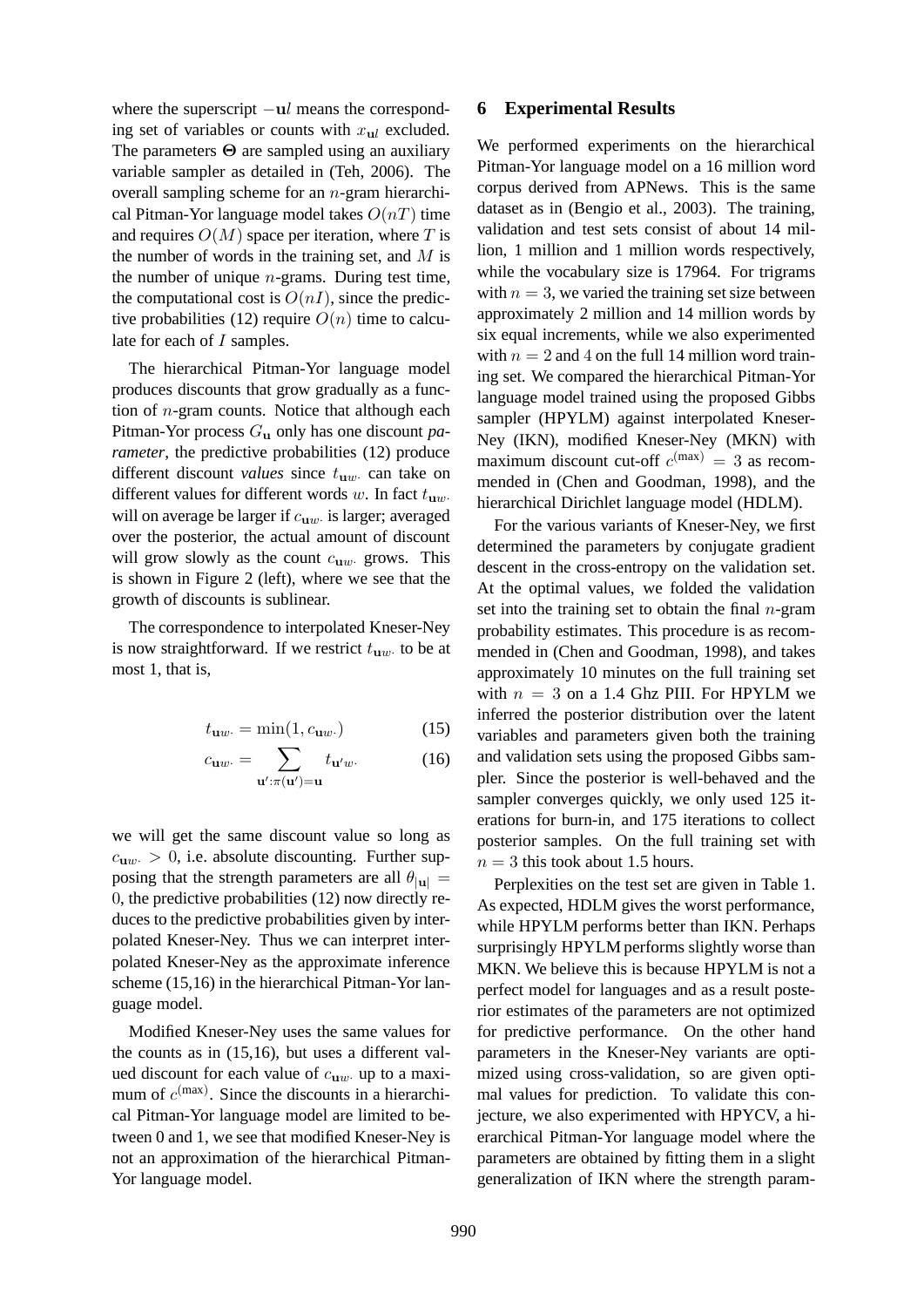where the superscript $-\mathbf{u}l$ means the corresponding set of variables or counts with $x_{\mathbf{u}l}$ excluded. The parameters $\mathbf{\Theta}$ are sampled using an auxiliary variable sampler as detailed in (Teh, 2006). The overall sampling scheme for an $n$-gram hierarchical Pitman-Yor language model takes $O(nT)$ time and requires $O(M)$ space per iteration, where $T$ is the number of words in the training set, and $M$ is the number of unique $n$-grams. During test time, the computational cost is $O(nI)$, since the predictive probabilities (12) require $O(n)$ time to calculate for each of $I$ samples.

The hierarchical Pitman-Yor language model produces discounts that grow gradually as a function of $n$-gram counts. Notice that although each Pitman-Yor process $G_{\mathbf{u}}$ only has one discount *parameter*, the predictive probabilities (12) produce different discount *values* since $t_{\mathbf{u}w\cdot}$ can take on different values for different words $w$. In fact $t_{\mathbf{u}w\cdot}$ will on average be larger if $c_{\mathbf{u}w\cdot}$ is larger; averaged over the posterior, the actual amount of discount will grow slowly as the count $c_{\mathbf{u}w\cdot}$ grows. This is shown in Figure 2 (left), where we see that the growth of discounts is sublinear.

The correspondence to interpolated Kneser-Ney is now straightforward. If we restrict $t_{\mathbf{u}w\cdot}$ to be at most 1, that is,

$$t_{\mathbf{u}w\cdot} = \min(1, c_{\mathbf{u}w\cdot}) \tag{15}$$

$$c_{\mathbf{u}w\cdot} = \sum_{\mathbf{u}':\pi(\mathbf{u}')=\mathbf{u}} t_{\mathbf{u}'w\cdot} \tag{16}$$

we will get the same discount value so long as $c_{\mathbf{u}w\cdot} > 0$, i.e. absolute discounting. Further supposing that the strength parameters are all $\theta_{|\mathbf{u}|} = 0$, the predictive probabilities (12) now directly reduces to the predictive probabilities given by interpolated Kneser-Ney. Thus we can interpret interpolated Kneser-Ney as the approximate inference scheme (15,16) in the hierarchical Pitman-Yor language model.

Modified Kneser-Ney uses the same values for the counts as in (15,16), but uses a different valued discount for each value of $c_{\mathbf{u}w\cdot}$ up to a maximum of $c^{(\max)}$. Since the discounts in a hierarchical Pitman-Yor language model are limited to between 0 and 1, we see that modified Kneser-Ney is not an approximation of the hierarchical Pitman-Yor language model.

## 6 Experimental Results

We performed experiments on the hierarchical Pitman-Yor language model on a 16 million word corpus derived from APNews. This is the same dataset as in (Bengio et al., 2003). The training, validation and test sets consist of about 14 million, 1 million and 1 million words respectively, while the vocabulary size is 17964. For trigrams with $n = 3$, we varied the training set size between approximately 2 million and 14 million words by six equal increments, while we also experimented with $n = 2$ and $4$ on the full 14 million word training set. We compared the hierarchical Pitman-Yor language model trained using the proposed Gibbs sampler (HPYLM) against interpolated Kneser-Ney (IKN), modified Kneser-Ney (MKN) with maximum discount cut-off $c^{(\max)} = 3$ as recommended in (Chen and Goodman, 1998), and the hierarchical Dirichlet language model (HDLM).

For the various variants of Kneser-Ney, we first determined the parameters by conjugate gradient descent in the cross-entropy on the validation set. At the optimal values, we folded the validation set into the training set to obtain the final $n$-gram probability estimates. This procedure is as recommended in (Chen and Goodman, 1998), and takes approximately 10 minutes on the full training set with $n = 3$ on a 1.4 Ghz PIII. For HPYLM we inferred the posterior distribution over the latent variables and parameters given both the training and validation sets using the proposed Gibbs sampler. Since the posterior is well-behaved and the sampler converges quickly, we only used 125 iterations for burn-in, and 175 iterations to collect posterior samples. On the full training set with $n = 3$ this took about 1.5 hours.

Perplexities on the test set are given in Table 1. As expected, HDLM gives the worst performance, while HPYLM performs better than IKN. Perhaps surprisingly HPYLM performs slightly worse than MKN. We believe this is because HPYLM is not a perfect model for languages and as a result posterior estimates of the parameters are not optimized for predictive performance. On the other hand parameters in the Kneser-Ney variants are optimized using cross-validation, so are given optimal values for prediction. To validate this conjecture, we also experimented with HPYCV, a hierarchical Pitman-Yor language model where the parameters are obtained by fitting them in a slight generalization of IKN where the strength param-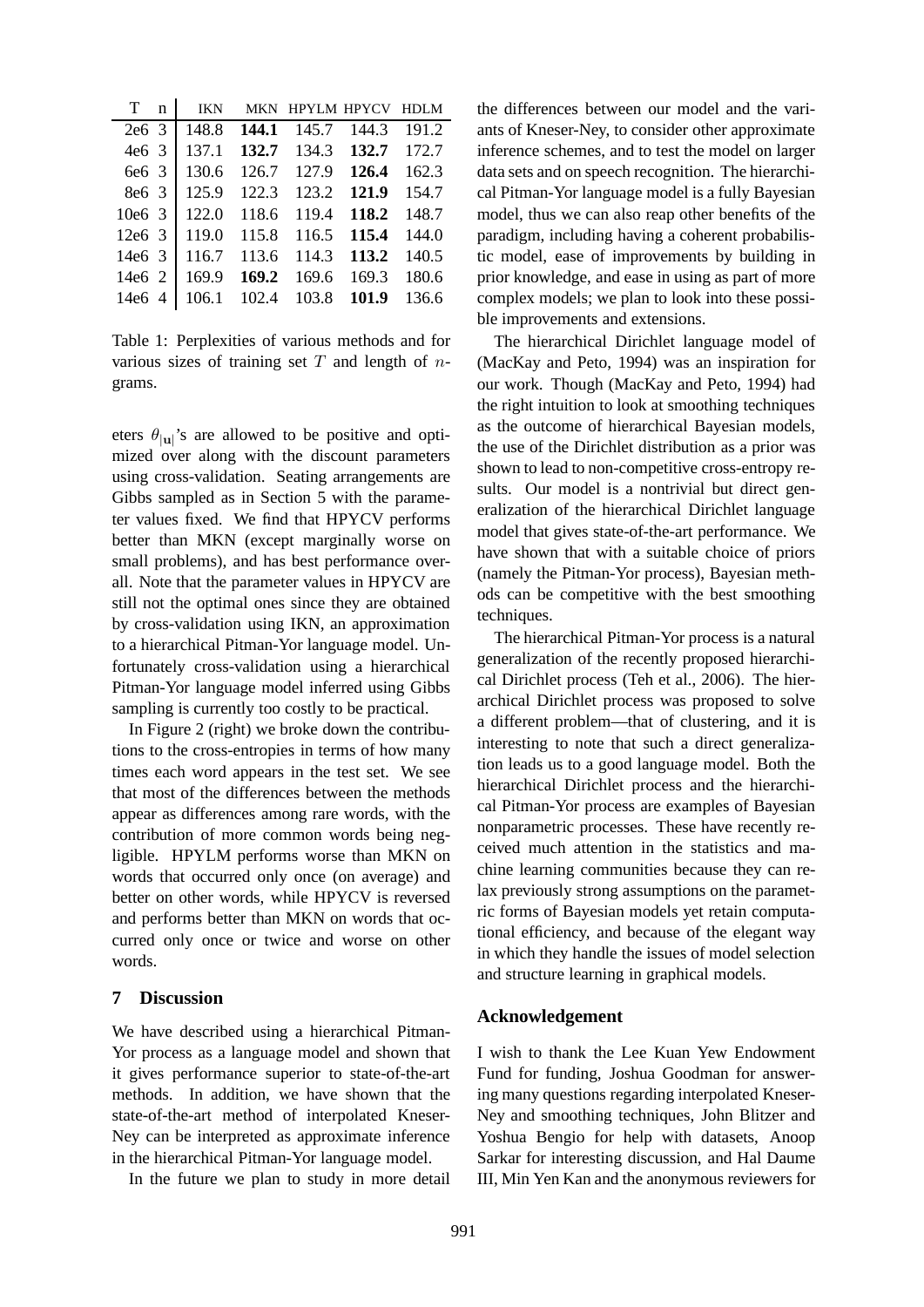| T | n | IKN | MKN | HPYLM | HPYCV | HDLM |
|---|---|---|---|---|---|---|
| 2e6 | 3 | 148.8 | **144.1** | 145.7 | 144.3 | 191.2 |
| 4e6 | 3 | 137.1 | **132.7** | 134.3 | **132.7** | 172.7 |
| 6e6 | 3 | 130.6 | 126.7 | 127.9 | **126.4** | 162.3 |
| 8e6 | 3 | 125.9 | 122.3 | 123.2 | **121.9** | 154.7 |
| 10e6 | 3 | 122.0 | 118.6 | 119.4 | **118.2** | 148.7 |
| 12e6 | 3 | 119.0 | 115.8 | 116.5 | **115.4** | 144.0 |
| 14e6 | 3 | 116.7 | 113.6 | 114.3 | **113.2** | 140.5 |
| 14e6 | 2 | 169.9 | **169.2** | 169.6 | 169.3 | 180.6 |
| 14e6 | 4 | 106.1 | 102.4 | 103.8 | **101.9** | 136.6 |

Table 1: Perplexities of various methods and for various sizes of training set $T$ and length of $n$-grams.

eters $\theta_{|\mathbf{u}|}$'s are allowed to be positive and optimized over along with the discount parameters using cross-validation. Seating arrangements are Gibbs sampled as in Section 5 with the parameter values fixed. We find that HPYCV performs better than MKN (except marginally worse on small problems), and has best performance overall. Note that the parameter values in HPYCV are still not the optimal ones since they are obtained by cross-validation using IKN, an approximation to a hierarchical Pitman-Yor language model. Unfortunately cross-validation using a hierarchical Pitman-Yor language model inferred using Gibbs sampling is currently too costly to be practical.

In Figure 2 (right) we broke down the contributions to the cross-entropies in terms of how many times each word appears in the test set. We see that most of the differences between the methods appear as differences among rare words, with the contribution of more common words being negligible. HPYLM performs worse than MKN on words that occurred only once (on average) and better on other words, while HPYCV is reversed and performs better than MKN on words that occurred only once or twice and worse on other words.

## 7 Discussion

We have described using a hierarchical Pitman-Yor process as a language model and shown that it gives performance superior to state-of-the-art methods. In addition, we have shown that the state-of-the-art method of interpolated Kneser-Ney can be interpreted as approximate inference in the hierarchical Pitman-Yor language model.

In the future we plan to study in more detail the differences between our model and the variants of Kneser-Ney, to consider other approximate inference schemes, and to test the model on larger data sets and on speech recognition. The hierarchical Pitman-Yor language model is a fully Bayesian model, thus we can also reap other benefits of the paradigm, including having a coherent probabilistic model, ease of improvements by building in prior knowledge, and ease in using as part of more complex models; we plan to look into these possible improvements and extensions.

The hierarchical Dirichlet language model of (MacKay and Peto, 1994) was an inspiration for our work. Though (MacKay and Peto, 1994) had the right intuition to look at smoothing techniques as the outcome of hierarchical Bayesian models, the use of the Dirichlet distribution as a prior was shown to lead to non-competitive cross-entropy results. Our model is a nontrivial but direct generalization of the hierarchical Dirichlet language model that gives state-of-the-art performance. We have shown that with a suitable choice of priors (namely the Pitman-Yor process), Bayesian methods can be competitive with the best smoothing techniques.

The hierarchical Pitman-Yor process is a natural generalization of the recently proposed hierarchical Dirichlet process (Teh et al., 2006). The hierarchical Dirichlet process was proposed to solve a different problem—that of clustering, and it is interesting to note that such a direct generalization leads us to a good language model. Both the hierarchical Dirichlet process and the hierarchical Pitman-Yor process are examples of Bayesian nonparametric processes. These have recently received much attention in the statistics and machine learning communities because they can relax previously strong assumptions on the parametric forms of Bayesian models yet retain computational efficiency, and because of the elegant way in which they handle the issues of model selection and structure learning in graphical models.

## Acknowledgement

I wish to thank the Lee Kuan Yew Endowment Fund for funding, Joshua Goodman for answering many questions regarding interpolated Kneser-Ney and smoothing techniques, John Blitzer and Yoshua Bengio for help with datasets, Anoop Sarkar for interesting discussion, and Hal Daume III, Min Yen Kan and the anonymous reviewers for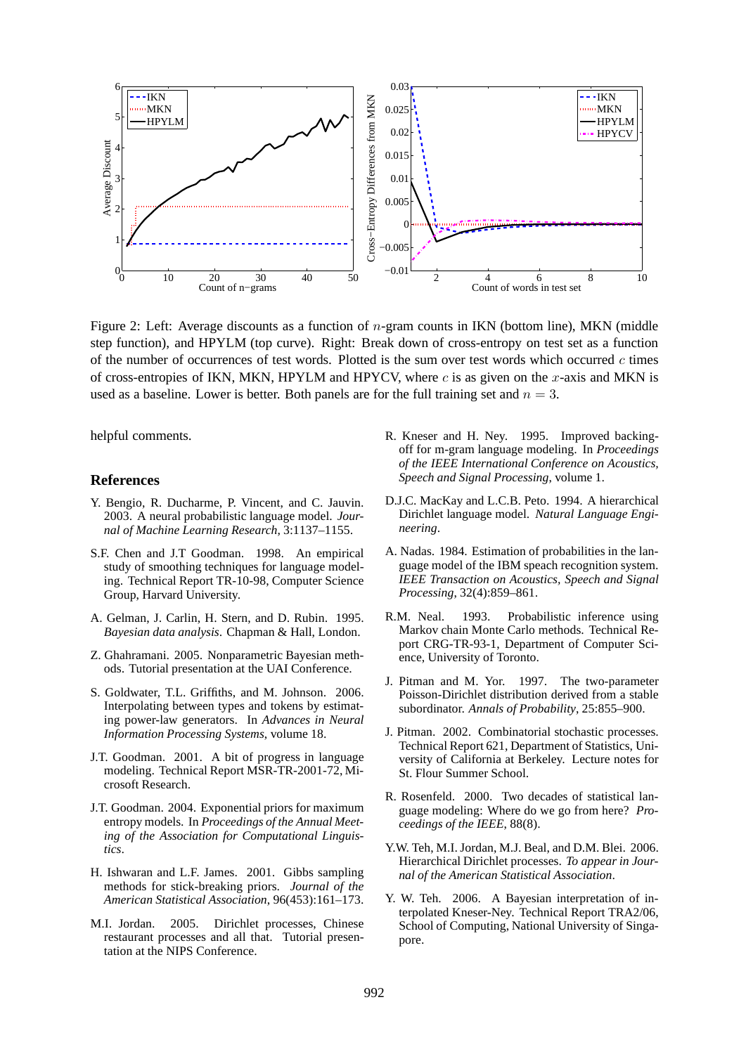6
5
4
3
2
1
0
0 10 20 30 40 50
Average Discount
Count of n−grams
IKN
MKN
HPYLM

0.03
0.025
0.02
0.015
0.01
0.005
0
−0.005
−0.01
2 4 6 8 10
Cross−Entropy Differences from MKN
Count of words in test set
IKN
MKN
HPYLM
HPYCV

Figure 2: Left: Average discounts as a function of $n$-gram counts in IKN (bottom line), MKN (middle step function), and HPYLM (top curve). Right: Break down of cross-entropy on test set as a function of the number of occurrences of test words. Plotted is the sum over test words which occurred $c$ times of cross-entropies of IKN, MKN, HPYLM and HPYCV, where $c$ is as given on the $x$-axis and MKN is used as a baseline. Lower is better. Both panels are for the full training set and $n = 3$.

helpful comments.

## References

Y. Bengio, R. Ducharme, P. Vincent, and C. Jauvin. 2003. A neural probabilistic language model. *Journal of Machine Learning Research*, 3:1137–1155.

S.F. Chen and J.T Goodman. 1998. An empirical study of smoothing techniques for language modeling. Technical Report TR-10-98, Computer Science Group, Harvard University.

A. Gelman, J. Carlin, H. Stern, and D. Rubin. 1995. *Bayesian data analysis*. Chapman & Hall, London.

Z. Ghahramani. 2005. Nonparametric Bayesian methods. Tutorial presentation at the UAI Conference.

S. Goldwater, T.L. Griffiths, and M. Johnson. 2006. Interpolating between types and tokens by estimating power-law generators. In *Advances in Neural Information Processing Systems*, volume 18.

J.T. Goodman. 2001. A bit of progress in language modeling. Technical Report MSR-TR-2001-72, Microsoft Research.

J.T. Goodman. 2004. Exponential priors for maximum entropy models. In *Proceedings of the Annual Meeting of the Association for Computational Linguistics*.

H. Ishwaran and L.F. James. 2001. Gibbs sampling methods for stick-breaking priors. *Journal of the American Statistical Association*, 96(453):161–173.

M.I. Jordan. 2005. Dirichlet processes, Chinese restaurant processes and all that. Tutorial presentation at the NIPS Conference.

R. Kneser and H. Ney. 1995. Improved backing-off for m-gram language modeling. In *Proceedings of the IEEE International Conference on Acoustics, Speech and Signal Processing*, volume 1.

D.J.C. MacKay and L.C.B. Peto. 1994. A hierarchical Dirichlet language model. *Natural Language Engineering*.

A. Nadas. 1984. Estimation of probabilities in the language model of the IBM speach recognition system. *IEEE Transaction on Acoustics, Speech and Signal Processing*, 32(4):859–861.

R.M. Neal. 1993. Probabilistic inference using Markov chain Monte Carlo methods. Technical Report CRG-TR-93-1, Department of Computer Science, University of Toronto.

J. Pitman and M. Yor. 1997. The two-parameter Poisson-Dirichlet distribution derived from a stable subordinator. *Annals of Probability*, 25:855–900.

J. Pitman. 2002. Combinatorial stochastic processes. Technical Report 621, Department of Statistics, University of California at Berkeley. Lecture notes for St. Flour Summer School.

R. Rosenfeld. 2000. Two decades of statistical language modeling: Where do we go from here? *Proceedings of the IEEE*, 88(8).

Y.W. Teh, M.I. Jordan, M.J. Beal, and D.M. Blei. 2006. Hierarchical Dirichlet processes. *To appear in Journal of the American Statistical Association*.

Y. W. Teh. 2006. A Bayesian interpretation of interpolated Kneser-Ney. Technical Report TRA2/06, School of Computing, National University of Singapore.